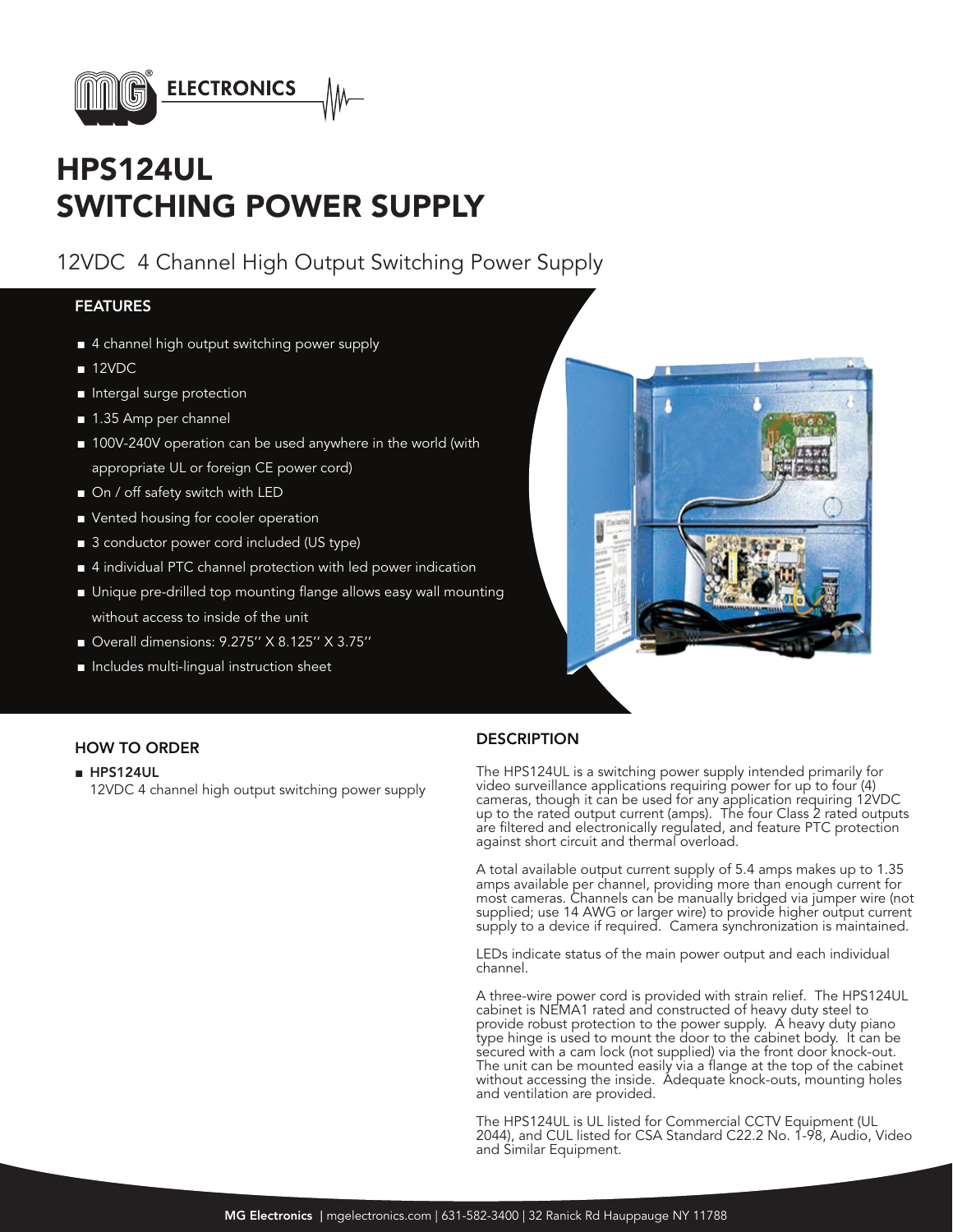MG ELECTRONICS

# HPS124UL
# SWITCHING POWER SUPPLY

## 12VDC 4 Channel High Output Switching Power Supply

### FEATURES

- 4 channel high output switching power supply
- 12VDC
- Intergal surge protection
- 1.35 Amp per channel
- 100V-240V operation can be used anywhere in the world (with appropriate UL or foreign CE power cord)
- On / off safety switch with LED
- Vented housing for cooler operation
- 3 conductor power cord included (US type)
- 4 individual PTC channel protection with led power indication
- Unique pre-drilled top mounting flange allows easy wall mounting without access to inside of the unit
- Overall dimensions: 9.275'' X 8.125'' X 3.75''
- Includes multi-lingual instruction sheet

### HOW TO ORDER

- **HPS124UL**
  12VDC 4 channel high output switching power supply

### DESCRIPTION

The HPS124UL is a switching power supply intended primarily for video surveillance applications requiring power for up to four (4) cameras, though it can be used for any application requiring 12VDC up to the rated output current (amps). The four Class 2 rated outputs are filtered and electronically regulated, and feature PTC protection against short circuit and thermal overload.

A total available output current supply of 5.4 amps makes up to 1.35 amps available per channel, providing more than enough current for most cameras. Channels can be manually bridged via jumper wire (not supplied; use 14 AWG or larger wire) to provide higher output current supply to a device if required. Camera synchronization is maintained.

LEDs indicate status of the main power output and each individual channel.

A three-wire power cord is provided with strain relief. The HPS124UL cabinet is NEMA1 rated and constructed of heavy duty steel to provide robust protection to the power supply. A heavy duty piano type hinge is used to mount the door to the cabinet body. It can be secured with a cam lock (not supplied) via the front door knock-out. The unit can be mounted easily via a flange at the top of the cabinet without accessing the inside. Adequate knock-outs, mounting holes and ventilation are provided.

The HPS124UL is UL listed for Commercial CCTV Equipment (UL 2044), and CUL listed for CSA Standard C22.2 No. 1-98, Audio, Video and Similar Equipment.

**MG Electronics** | mgelectronics.com | 631-582-3400 | 32 Ranick Rd Hauppauge NY 11788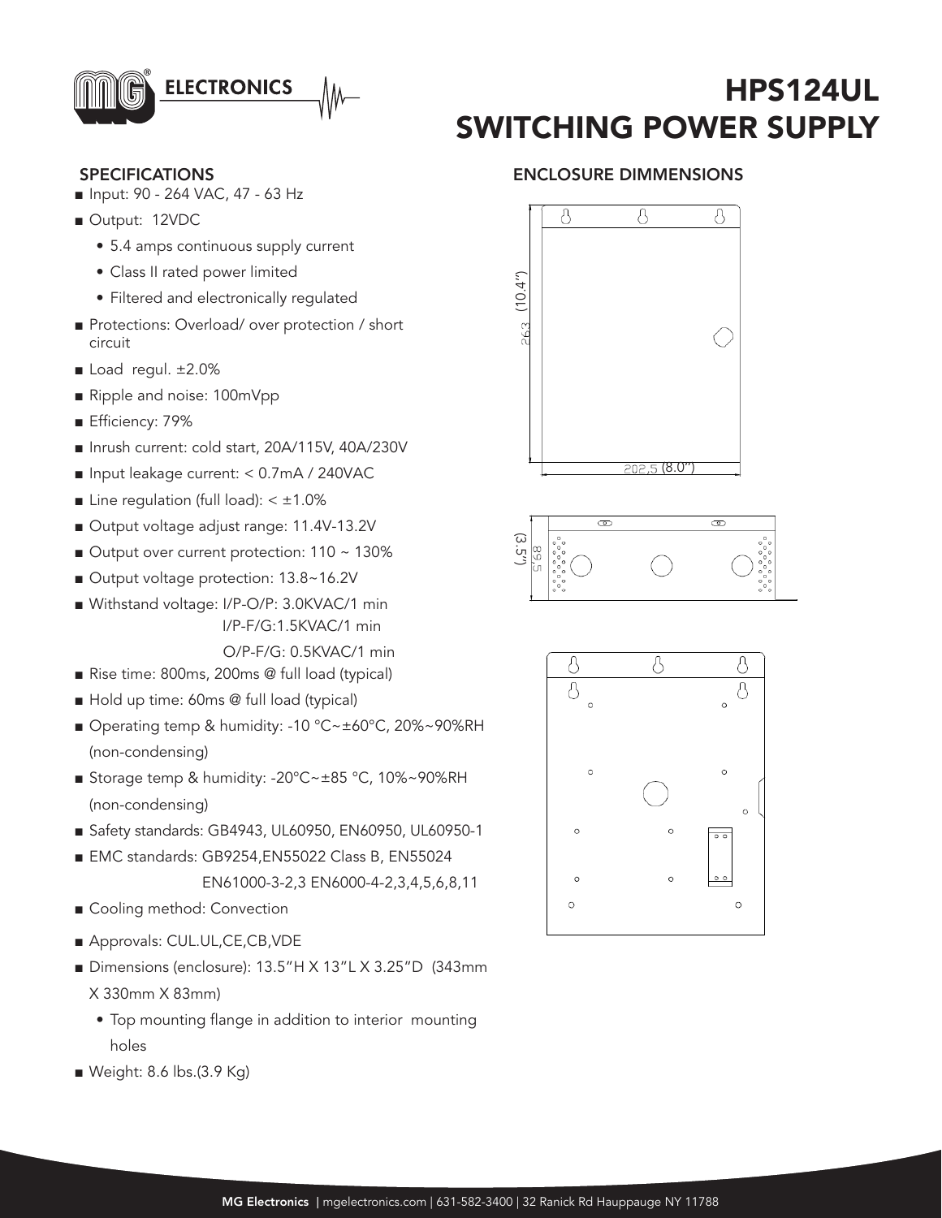# HPS124UL SWITCHING POWER SUPPLY

MG ELECTRONICS

## SPECIFICATIONS

- Input: 90 - 264 VAC, 47 - 63 Hz
- Output: 12VDC
  - 5.4 amps continuous supply current
  - Class II rated power limited
  - Filtered and electronically regulated
- Protections: Overload/ over protection / short circuit
- Load regul. ±2.0%
- Ripple and noise: 100mVpp
- Efficiency: 79%
- Inrush current: cold start, 20A/115V, 40A/230V
- Input leakage current: < 0.7mA / 240VAC
- Line regulation (full load): < ±1.0%
- Output voltage adjust range: 11.4V-13.2V
- Output over current protection: 110 ~ 130%
- Output voltage protection: 13.8~16.2V
- Withstand voltage: I/P-O/P: 3.0KVAC/1 min
  I/P-F/G:1.5KVAC/1 min
  O/P-F/G: 0.5KVAC/1 min
- Rise time: 800ms, 200ms @ full load (typical)
- Hold up time: 60ms @ full load (typical)
- Operating temp & humidity: -10 °C~±60°C, 20%~90%RH (non-condensing)
- Storage temp & humidity: -20°C~±85 °C, 10%~90%RH (non-condensing)
- Safety standards: GB4943, UL60950, EN60950, UL60950-1
- EMC standards: GB9254,EN55022 Class B, EN55024
  EN61000-3-2,3 EN6000-4-2,3,4,5,6,8,11
- Cooling method: Convection
- Approvals: CUL.UL,CE,CB,VDE
- Dimensions (enclosure): 13.5"H X 13"L X 3.25"D (343mm X 330mm X 83mm)
  - Top mounting flange in addition to interior mounting holes
- Weight: 8.6 lbs.(3.9 Kg)

## ENCLOSURE DIMMENSIONS

263 (10.4")

202,5 (8.0")

89,5 (3.5")

MG Electronics | mgelectronics.com | 631-582-3400 | 32 Ranick Rd Hauppauge NY 11788